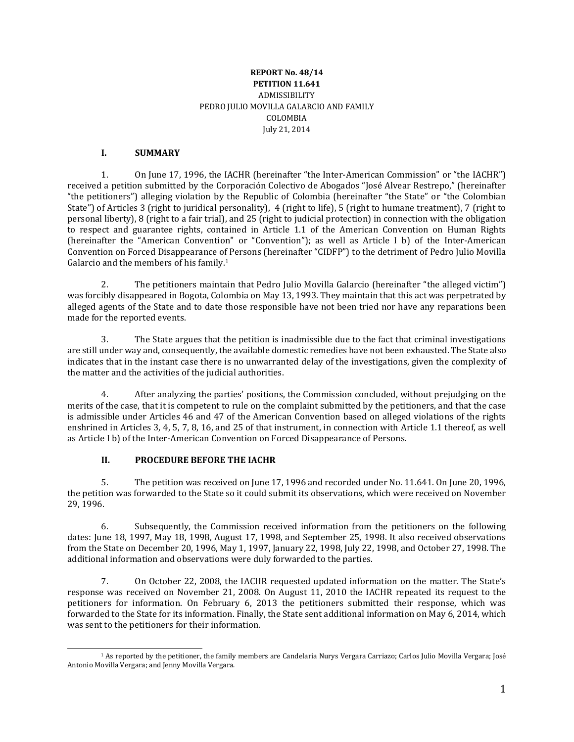**REPORT No. 48/14**
**PETITION 11.641**
ADMISSIBILITY
PEDRO JULIO MOVILLA GALARCIO AND FAMILY
COLOMBIA
July 21, 2014

## I. SUMMARY

1. On June 17, 1996, the IACHR (hereinafter "the Inter-American Commission" or "the IACHR") received a petition submitted by the Corporación Colectivo de Abogados "José Alvear Restrepo," (hereinafter "the petitioners") alleging violation by the Republic of Colombia (hereinafter "the State" or "the Colombian State") of Articles 3 (right to juridical personality), 4 (right to life), 5 (right to humane treatment), 7 (right to personal liberty), 8 (right to a fair trial), and 25 (right to judicial protection) in connection with the obligation to respect and guarantee rights, contained in Article 1.1 of the American Convention on Human Rights (hereinafter the "American Convention" or "Convention"); as well as Article I b) of the Inter-American Convention on Forced Disappearance of Persons (hereinafter "CIDFP") to the detriment of Pedro Julio Movilla Galarcio and the members of his family.[1]

2. The petitioners maintain that Pedro Julio Movilla Galarcio (hereinafter "the alleged victim") was forcibly disappeared in Bogota, Colombia on May 13, 1993. They maintain that this act was perpetrated by alleged agents of the State and to date those responsible have not been tried nor have any reparations been made for the reported events.

3. The State argues that the petition is inadmissible due to the fact that criminal investigations are still under way and, consequently, the available domestic remedies have not been exhausted. The State also indicates that in the instant case there is no unwarranted delay of the investigations, given the complexity of the matter and the activities of the judicial authorities.

4. After analyzing the parties' positions, the Commission concluded, without prejudging on the merits of the case, that it is competent to rule on the complaint submitted by the petitioners, and that the case is admissible under Articles 46 and 47 of the American Convention based on alleged violations of the rights enshrined in Articles 3, 4, 5, 7, 8, 16, and 25 of that instrument, in connection with Article 1.1 thereof, as well as Article I b) of the Inter-American Convention on Forced Disappearance of Persons.

## II. PROCEDURE BEFORE THE IACHR

5. The petition was received on June 17, 1996 and recorded under No. 11.641. On June 20, 1996, the petition was forwarded to the State so it could submit its observations, which were received on November 29, 1996.

6. Subsequently, the Commission received information from the petitioners on the following dates: June 18, 1997, May 18, 1998, August 17, 1998, and September 25, 1998. It also received observations from the State on December 20, 1996, May 1, 1997, January 22, 1998, July 22, 1998, and October 27, 1998. The additional information and observations were duly forwarded to the parties.

7. On October 22, 2008, the IACHR requested updated information on the matter. The State's response was received on November 21, 2008. On August 11, 2010 the IACHR repeated its request to the petitioners for information. On February 6, 2013 the petitioners submitted their response, which was forwarded to the State for its information. Finally, the State sent additional information on May 6, 2014, which was sent to the petitioners for their information.

---

[1] As reported by the petitioner, the family members are Candelaria Nurys Vergara Carriazo; Carlos Julio Movilla Vergara; José Antonio Movilla Vergara; and Jenny Movilla Vergara.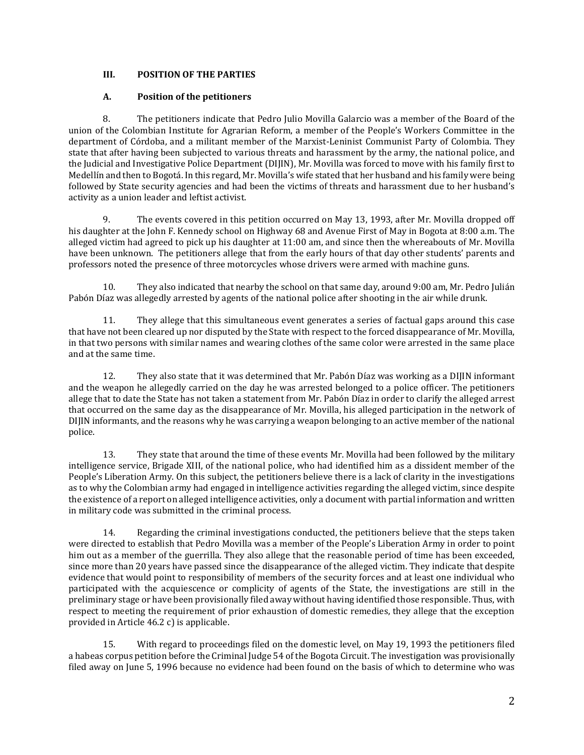### III. POSITION OF THE PARTIES

### A. Position of the petitioners

8. The petitioners indicate that Pedro Julio Movilla Galarcio was a member of the Board of the union of the Colombian Institute for Agrarian Reform, a member of the People's Workers Committee in the department of Córdoba, and a militant member of the Marxist-Leninist Communist Party of Colombia. They state that after having been subjected to various threats and harassment by the army, the national police, and the Judicial and Investigative Police Department (DIJIN), Mr. Movilla was forced to move with his family first to Medellín and then to Bogotá. In this regard, Mr. Movilla's wife stated that her husband and his family were being followed by State security agencies and had been the victims of threats and harassment due to her husband's activity as a union leader and leftist activist.

9. The events covered in this petition occurred on May 13, 1993, after Mr. Movilla dropped off his daughter at the John F. Kennedy school on Highway 68 and Avenue First of May in Bogota at 8:00 a.m. The alleged victim had agreed to pick up his daughter at 11:00 am, and since then the whereabouts of Mr. Movilla have been unknown. The petitioners allege that from the early hours of that day other students' parents and professors noted the presence of three motorcycles whose drivers were armed with machine guns.

10. They also indicated that nearby the school on that same day, around 9:00 am, Mr. Pedro Julián Pabón Díaz was allegedly arrested by agents of the national police after shooting in the air while drunk.

11. They allege that this simultaneous event generates a series of factual gaps around this case that have not been cleared up nor disputed by the State with respect to the forced disappearance of Mr. Movilla, in that two persons with similar names and wearing clothes of the same color were arrested in the same place and at the same time.

12. They also state that it was determined that Mr. Pabón Díaz was working as a DIJIN informant and the weapon he allegedly carried on the day he was arrested belonged to a police officer. The petitioners allege that to date the State has not taken a statement from Mr. Pabón Díaz in order to clarify the alleged arrest that occurred on the same day as the disappearance of Mr. Movilla, his alleged participation in the network of DIJIN informants, and the reasons why he was carrying a weapon belonging to an active member of the national police.

13. They state that around the time of these events Mr. Movilla had been followed by the military intelligence service, Brigade XIII, of the national police, who had identified him as a dissident member of the People's Liberation Army. On this subject, the petitioners believe there is a lack of clarity in the investigations as to why the Colombian army had engaged in intelligence activities regarding the alleged victim, since despite the existence of a report on alleged intelligence activities, only a document with partial information and written in military code was submitted in the criminal process.

14. Regarding the criminal investigations conducted, the petitioners believe that the steps taken were directed to establish that Pedro Movilla was a member of the People's Liberation Army in order to point him out as a member of the guerrilla. They also allege that the reasonable period of time has been exceeded, since more than 20 years have passed since the disappearance of the alleged victim. They indicate that despite evidence that would point to responsibility of members of the security forces and at least one individual who participated with the acquiescence or complicity of agents of the State, the investigations are still in the preliminary stage or have been provisionally filed away without having identified those responsible. Thus, with respect to meeting the requirement of prior exhaustion of domestic remedies, they allege that the exception provided in Article 46.2 c) is applicable.

15. With regard to proceedings filed on the domestic level, on May 19, 1993 the petitioners filed a habeas corpus petition before the Criminal Judge 54 of the Bogota Circuit. The investigation was provisionally filed away on June 5, 1996 because no evidence had been found on the basis of which to determine who was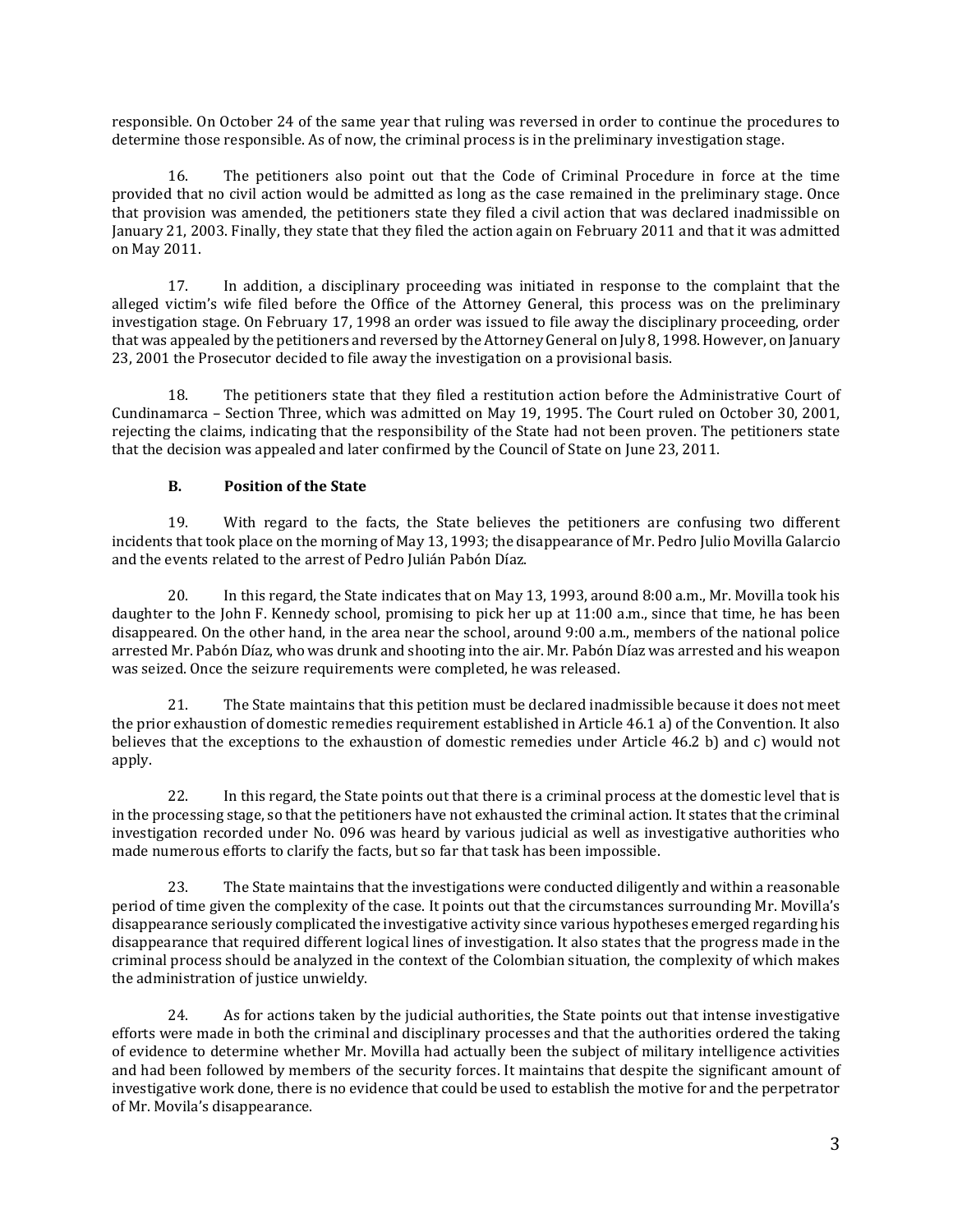responsible. On October 24 of the same year that ruling was reversed in order to continue the procedures to determine those responsible. As of now, the criminal process is in the preliminary investigation stage.

16. The petitioners also point out that the Code of Criminal Procedure in force at the time provided that no civil action would be admitted as long as the case remained in the preliminary stage. Once that provision was amended, the petitioners state they filed a civil action that was declared inadmissible on January 21, 2003. Finally, they state that they filed the action again on February 2011 and that it was admitted on May 2011.

17. In addition, a disciplinary proceeding was initiated in response to the complaint that the alleged victim's wife filed before the Office of the Attorney General, this process was on the preliminary investigation stage. On February 17, 1998 an order was issued to file away the disciplinary proceeding, order that was appealed by the petitioners and reversed by the Attorney General on July 8, 1998. However, on January 23, 2001 the Prosecutor decided to file away the investigation on a provisional basis.

18. The petitioners state that they filed a restitution action before the Administrative Court of Cundinamarca – Section Three, which was admitted on May 19, 1995. The Court ruled on October 30, 2001, rejecting the claims, indicating that the responsibility of the State had not been proven. The petitioners state that the decision was appealed and later confirmed by the Council of State on June 23, 2011.

### B. Position of the State

19. With regard to the facts, the State believes the petitioners are confusing two different incidents that took place on the morning of May 13, 1993; the disappearance of Mr. Pedro Julio Movilla Galarcio and the events related to the arrest of Pedro Julián Pabón Díaz.

20. In this regard, the State indicates that on May 13, 1993, around 8:00 a.m., Mr. Movilla took his daughter to the John F. Kennedy school, promising to pick her up at 11:00 a.m., since that time, he has been disappeared. On the other hand, in the area near the school, around 9:00 a.m., members of the national police arrested Mr. Pabón Díaz, who was drunk and shooting into the air. Mr. Pabón Díaz was arrested and his weapon was seized. Once the seizure requirements were completed, he was released.

21. The State maintains that this petition must be declared inadmissible because it does not meet the prior exhaustion of domestic remedies requirement established in Article 46.1 a) of the Convention. It also believes that the exceptions to the exhaustion of domestic remedies under Article 46.2 b) and c) would not apply.

22. In this regard, the State points out that there is a criminal process at the domestic level that is in the processing stage, so that the petitioners have not exhausted the criminal action. It states that the criminal investigation recorded under No. 096 was heard by various judicial as well as investigative authorities who made numerous efforts to clarify the facts, but so far that task has been impossible.

23. The State maintains that the investigations were conducted diligently and within a reasonable period of time given the complexity of the case. It points out that the circumstances surrounding Mr. Movilla's disappearance seriously complicated the investigative activity since various hypotheses emerged regarding his disappearance that required different logical lines of investigation. It also states that the progress made in the criminal process should be analyzed in the context of the Colombian situation, the complexity of which makes the administration of justice unwieldy.

24. As for actions taken by the judicial authorities, the State points out that intense investigative efforts were made in both the criminal and disciplinary processes and that the authorities ordered the taking of evidence to determine whether Mr. Movilla had actually been the subject of military intelligence activities and had been followed by members of the security forces. It maintains that despite the significant amount of investigative work done, there is no evidence that could be used to establish the motive for and the perpetrator of Mr. Movila's disappearance.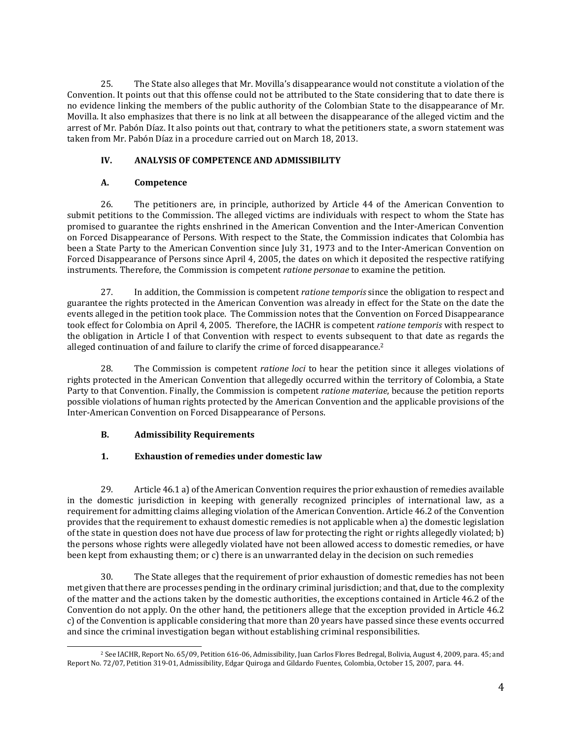25. The State also alleges that Mr. Movilla's disappearance would not constitute a violation of the Convention. It points out that this offense could not be attributed to the State considering that to date there is no evidence linking the members of the public authority of the Colombian State to the disappearance of Mr. Movilla. It also emphasizes that there is no link at all between the disappearance of the alleged victim and the arrest of Mr. Pabón Díaz. It also points out that, contrary to what the petitioners state, a sworn statement was taken from Mr. Pabón Díaz in a procedure carried out on March 18, 2013.

## IV. ANALYSIS OF COMPETENCE AND ADMISSIBILITY

### A. Competence

26. The petitioners are, in principle, authorized by Article 44 of the American Convention to submit petitions to the Commission. The alleged victims are individuals with respect to whom the State has promised to guarantee the rights enshrined in the American Convention and the Inter-American Convention on Forced Disappearance of Persons. With respect to the State, the Commission indicates that Colombia has been a State Party to the American Convention since July 31, 1973 and to the Inter-American Convention on Forced Disappearance of Persons since April 4, 2005, the dates on which it deposited the respective ratifying instruments. Therefore, the Commission is competent *ratione personae* to examine the petition.

27. In addition, the Commission is competent *ratione temporis* since the obligation to respect and guarantee the rights protected in the American Convention was already in effect for the State on the date the events alleged in the petition took place. The Commission notes that the Convention on Forced Disappearance took effect for Colombia on April 4, 2005. Therefore, the IACHR is competent *ratione temporis* with respect to the obligation in Article I of that Convention with respect to events subsequent to that date as regards the alleged continuation of and failure to clarify the crime of forced disappearance.[2]

28. The Commission is competent *ratione loci* to hear the petition since it alleges violations of rights protected in the American Convention that allegedly occurred within the territory of Colombia, a State Party to that Convention. Finally, the Commission is competent *ratione materiae*, because the petition reports possible violations of human rights protected by the American Convention and the applicable provisions of the Inter-American Convention on Forced Disappearance of Persons.

### B. Admissibility Requirements

#### 1. Exhaustion of remedies under domestic law

29. Article 46.1 a) of the American Convention requires the prior exhaustion of remedies available in the domestic jurisdiction in keeping with generally recognized principles of international law, as a requirement for admitting claims alleging violation of the American Convention. Article 46.2 of the Convention provides that the requirement to exhaust domestic remedies is not applicable when a) the domestic legislation of the state in question does not have due process of law for protecting the right or rights allegedly violated; b) the persons whose rights were allegedly violated have not been allowed access to domestic remedies, or have been kept from exhausting them; or c) there is an unwarranted delay in the decision on such remedies

30. The State alleges that the requirement of prior exhaustion of domestic remedies has not been met given that there are processes pending in the ordinary criminal jurisdiction; and that, due to the complexity of the matter and the actions taken by the domestic authorities, the exceptions contained in Article 46.2 of the Convention do not apply. On the other hand, the petitioners allege that the exception provided in Article 46.2 c) of the Convention is applicable considering that more than 20 years have passed since these events occurred and since the criminal investigation began without establishing criminal responsibilities.

---

[2] See IACHR, Report No. 65/09, Petition 616-06, Admissibility, Juan Carlos Flores Bedregal, Bolivia, August 4, 2009, para. 45; and Report No. 72/07, Petition 319-01, Admissibility, Edgar Quiroga and Gildardo Fuentes, Colombia, October 15, 2007, para. 44.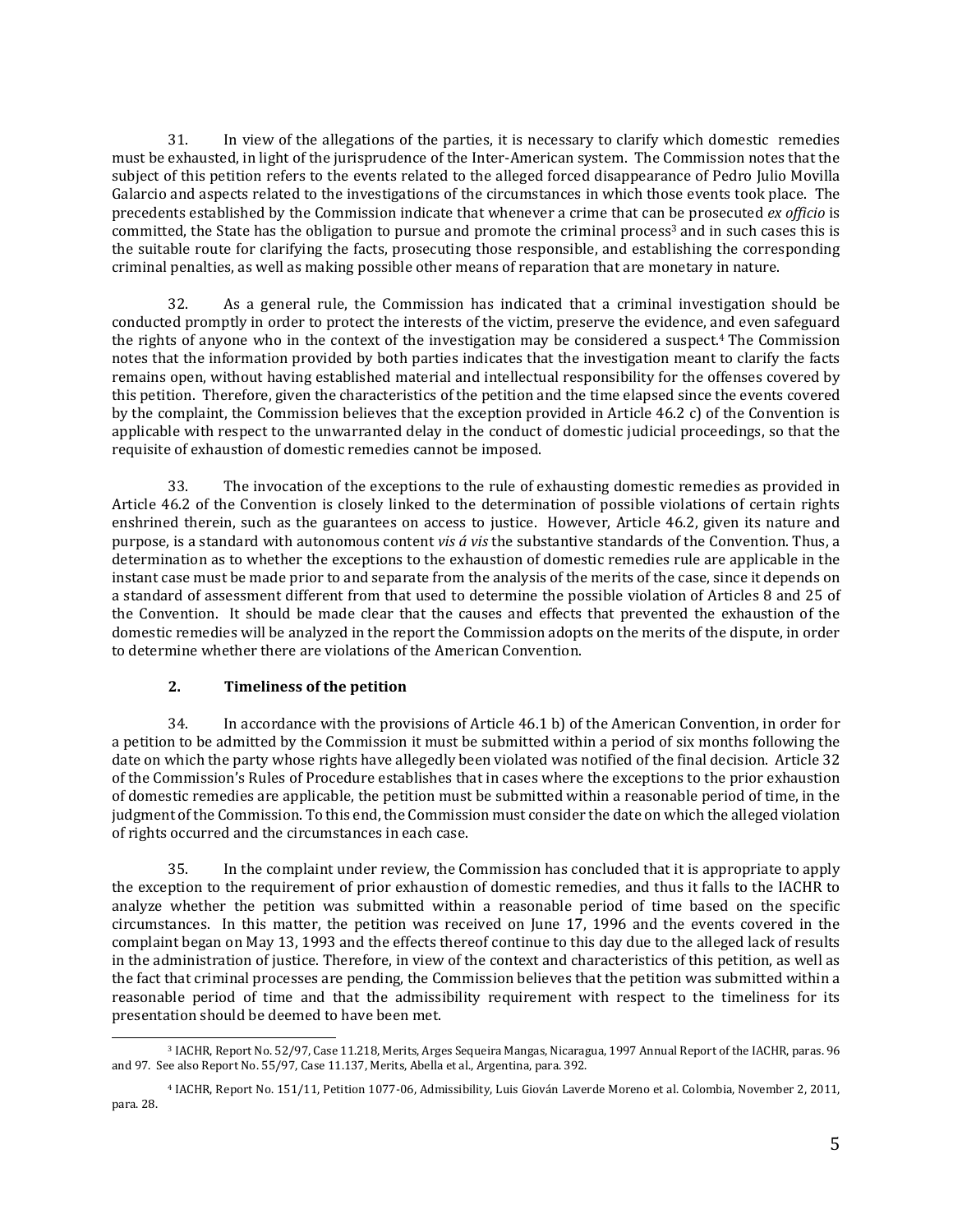31. In view of the allegations of the parties, it is necessary to clarify which domestic remedies must be exhausted, in light of the jurisprudence of the Inter-American system. The Commission notes that the subject of this petition refers to the events related to the alleged forced disappearance of Pedro Julio Movilla Galarcio and aspects related to the investigations of the circumstances in which those events took place. The precedents established by the Commission indicate that whenever a crime that can be prosecuted *ex officio* is committed, the State has the obligation to pursue and promote the criminal process[3] and in such cases this is the suitable route for clarifying the facts, prosecuting those responsible, and establishing the corresponding criminal penalties, as well as making possible other means of reparation that are monetary in nature.

32. As a general rule, the Commission has indicated that a criminal investigation should be conducted promptly in order to protect the interests of the victim, preserve the evidence, and even safeguard the rights of anyone who in the context of the investigation may be considered a suspect.[4] The Commission notes that the information provided by both parties indicates that the investigation meant to clarify the facts remains open, without having established material and intellectual responsibility for the offenses covered by this petition. Therefore, given the characteristics of the petition and the time elapsed since the events covered by the complaint, the Commission believes that the exception provided in Article 46.2 c) of the Convention is applicable with respect to the unwarranted delay in the conduct of domestic judicial proceedings, so that the requisite of exhaustion of domestic remedies cannot be imposed.

33. The invocation of the exceptions to the rule of exhausting domestic remedies as provided in Article 46.2 of the Convention is closely linked to the determination of possible violations of certain rights enshrined therein, such as the guarantees on access to justice. However, Article 46.2, given its nature and purpose, is a standard with autonomous content *vis á vis* the substantive standards of the Convention. Thus, a determination as to whether the exceptions to the exhaustion of domestic remedies rule are applicable in the instant case must be made prior to and separate from the analysis of the merits of the case, since it depends on a standard of assessment different from that used to determine the possible violation of Articles 8 and 25 of the Convention. It should be made clear that the causes and effects that prevented the exhaustion of the domestic remedies will be analyzed in the report the Commission adopts on the merits of the dispute, in order to determine whether there are violations of the American Convention.

### 2. Timeliness of the petition

34. In accordance with the provisions of Article 46.1 b) of the American Convention, in order for a petition to be admitted by the Commission it must be submitted within a period of six months following the date on which the party whose rights have allegedly been violated was notified of the final decision. Article 32 of the Commission's Rules of Procedure establishes that in cases where the exceptions to the prior exhaustion of domestic remedies are applicable, the petition must be submitted within a reasonable period of time, in the judgment of the Commission. To this end, the Commission must consider the date on which the alleged violation of rights occurred and the circumstances in each case.

35. In the complaint under review, the Commission has concluded that it is appropriate to apply the exception to the requirement of prior exhaustion of domestic remedies, and thus it falls to the IACHR to analyze whether the petition was submitted within a reasonable period of time based on the specific circumstances. In this matter, the petition was received on June 17, 1996 and the events covered in the complaint began on May 13, 1993 and the effects thereof continue to this day due to the alleged lack of results in the administration of justice. Therefore, in view of the context and characteristics of this petition, as well as the fact that criminal processes are pending, the Commission believes that the petition was submitted within a reasonable period of time and that the admissibility requirement with respect to the timeliness for its presentation should be deemed to have been met.

---

[3] IACHR, Report No. 52/97, Case 11.218, Merits, Arges Sequeira Mangas, Nicaragua, 1997 Annual Report of the IACHR, paras. 96 and 97. See also Report No. 55/97, Case 11.137, Merits, Abella et al., Argentina, para. 392.

[4] IACHR, Report No. 151/11, Petition 1077-06, Admissibility, Luis Giován Laverde Moreno et al. Colombia, November 2, 2011, para. 28.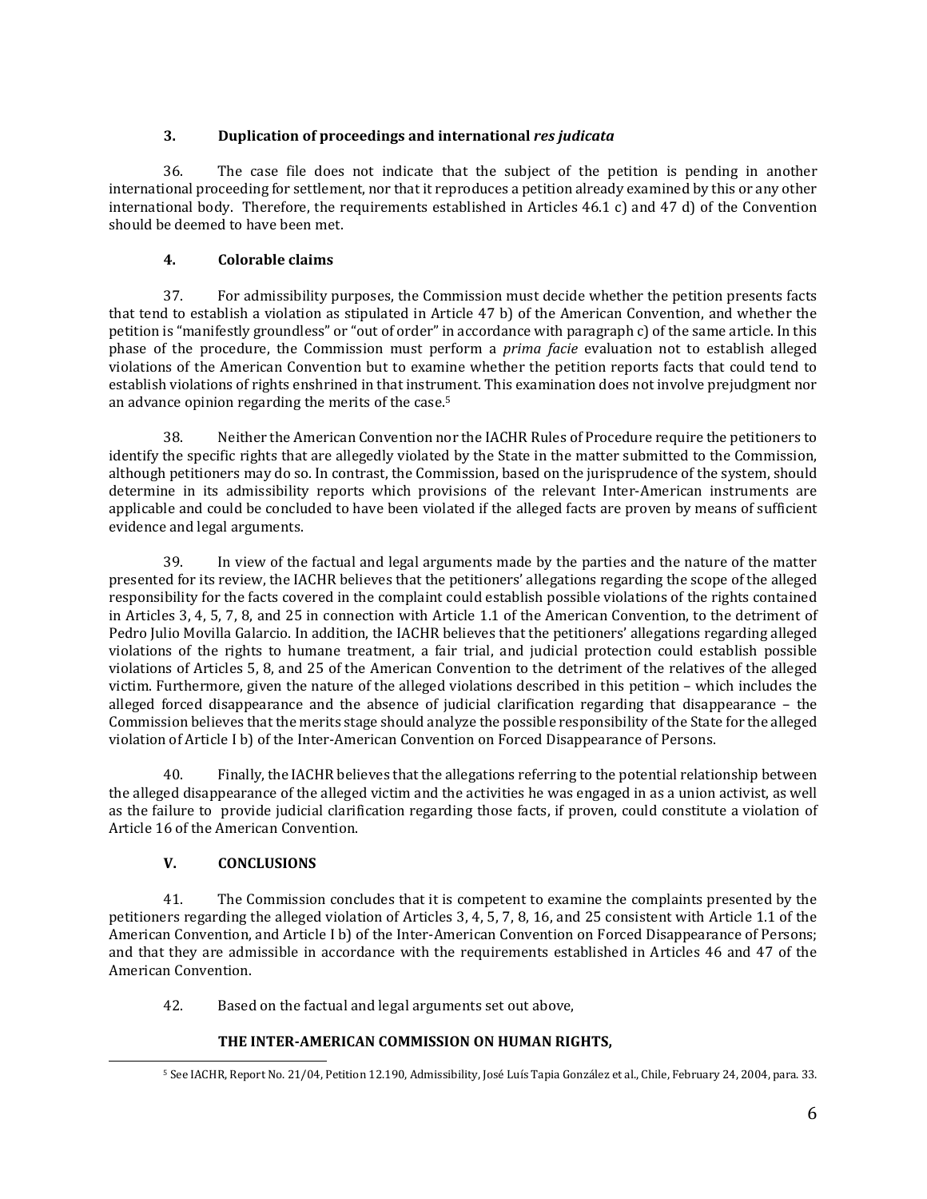### 3. Duplication of proceedings and international *res judicata*

36. The case file does not indicate that the subject of the petition is pending in another international proceeding for settlement, nor that it reproduces a petition already examined by this or any other international body. Therefore, the requirements established in Articles 46.1 c) and 47 d) of the Convention should be deemed to have been met.

### 4. Colorable claims

37. For admissibility purposes, the Commission must decide whether the petition presents facts that tend to establish a violation as stipulated in Article 47 b) of the American Convention, and whether the petition is "manifestly groundless" or "out of order" in accordance with paragraph c) of the same article. In this phase of the procedure, the Commission must perform a *prima facie* evaluation not to establish alleged violations of the American Convention but to examine whether the petition reports facts that could tend to establish violations of rights enshrined in that instrument. This examination does not involve prejudgment nor an advance opinion regarding the merits of the case.[5]

38. Neither the American Convention nor the IACHR Rules of Procedure require the petitioners to identify the specific rights that are allegedly violated by the State in the matter submitted to the Commission, although petitioners may do so. In contrast, the Commission, based on the jurisprudence of the system, should determine in its admissibility reports which provisions of the relevant Inter-American instruments are applicable and could be concluded to have been violated if the alleged facts are proven by means of sufficient evidence and legal arguments.

39. In view of the factual and legal arguments made by the parties and the nature of the matter presented for its review, the IACHR believes that the petitioners' allegations regarding the scope of the alleged responsibility for the facts covered in the complaint could establish possible violations of the rights contained in Articles 3, 4, 5, 7, 8, and 25 in connection with Article 1.1 of the American Convention, to the detriment of Pedro Julio Movilla Galarcio. In addition, the IACHR believes that the petitioners' allegations regarding alleged violations of the rights to humane treatment, a fair trial, and judicial protection could establish possible violations of Articles 5, 8, and 25 of the American Convention to the detriment of the relatives of the alleged victim. Furthermore, given the nature of the alleged violations described in this petition – which includes the alleged forced disappearance and the absence of judicial clarification regarding that disappearance – the Commission believes that the merits stage should analyze the possible responsibility of the State for the alleged violation of Article I b) of the Inter-American Convention on Forced Disappearance of Persons.

40. Finally, the IACHR believes that the allegations referring to the potential relationship between the alleged disappearance of the alleged victim and the activities he was engaged in as a union activist, as well as the failure to provide judicial clarification regarding those facts, if proven, could constitute a violation of Article 16 of the American Convention.

## V. CONCLUSIONS

41. The Commission concludes that it is competent to examine the complaints presented by the petitioners regarding the alleged violation of Articles 3, 4, 5, 7, 8, 16, and 25 consistent with Article 1.1 of the American Convention, and Article I b) of the Inter-American Convention on Forced Disappearance of Persons; and that they are admissible in accordance with the requirements established in Articles 46 and 47 of the American Convention.

42. Based on the factual and legal arguments set out above,

**THE INTER-AMERICAN COMMISSION ON HUMAN RIGHTS,**

---

[5] See IACHR, Report No. 21/04, Petition 12.190, Admissibility, José Luís Tapia González et al., Chile, February 24, 2004, para. 33.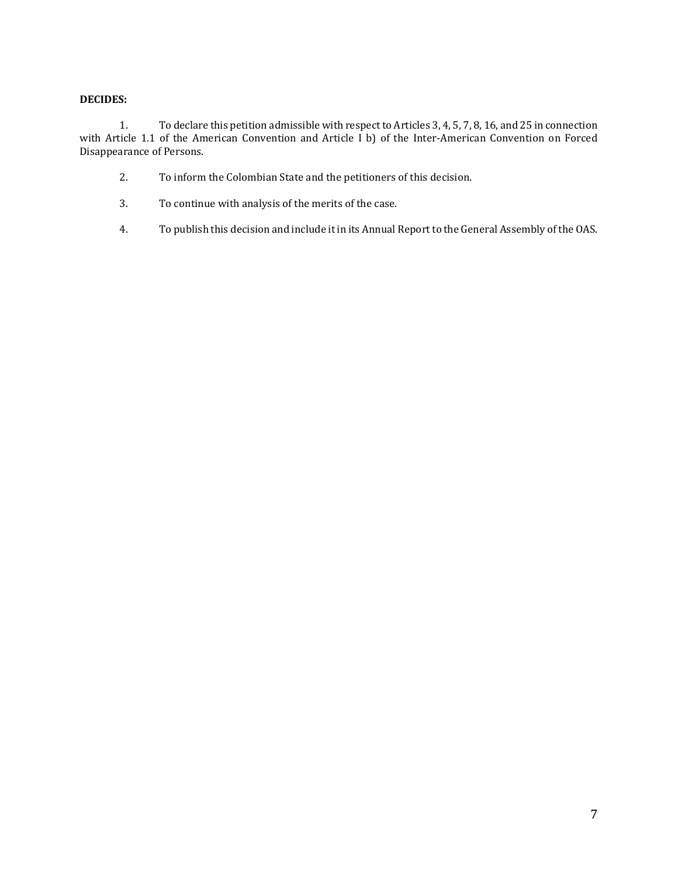**DECIDES:**

1. To declare this petition admissible with respect to Articles 3, 4, 5, 7, 8, 16, and 25 in connection with Article 1.1 of the American Convention and Article I b) of the Inter-American Convention on Forced Disappearance of Persons.

2. To inform the Colombian State and the petitioners of this decision.

3. To continue with analysis of the merits of the case.

4. To publish this decision and include it in its Annual Report to the General Assembly of the OAS.